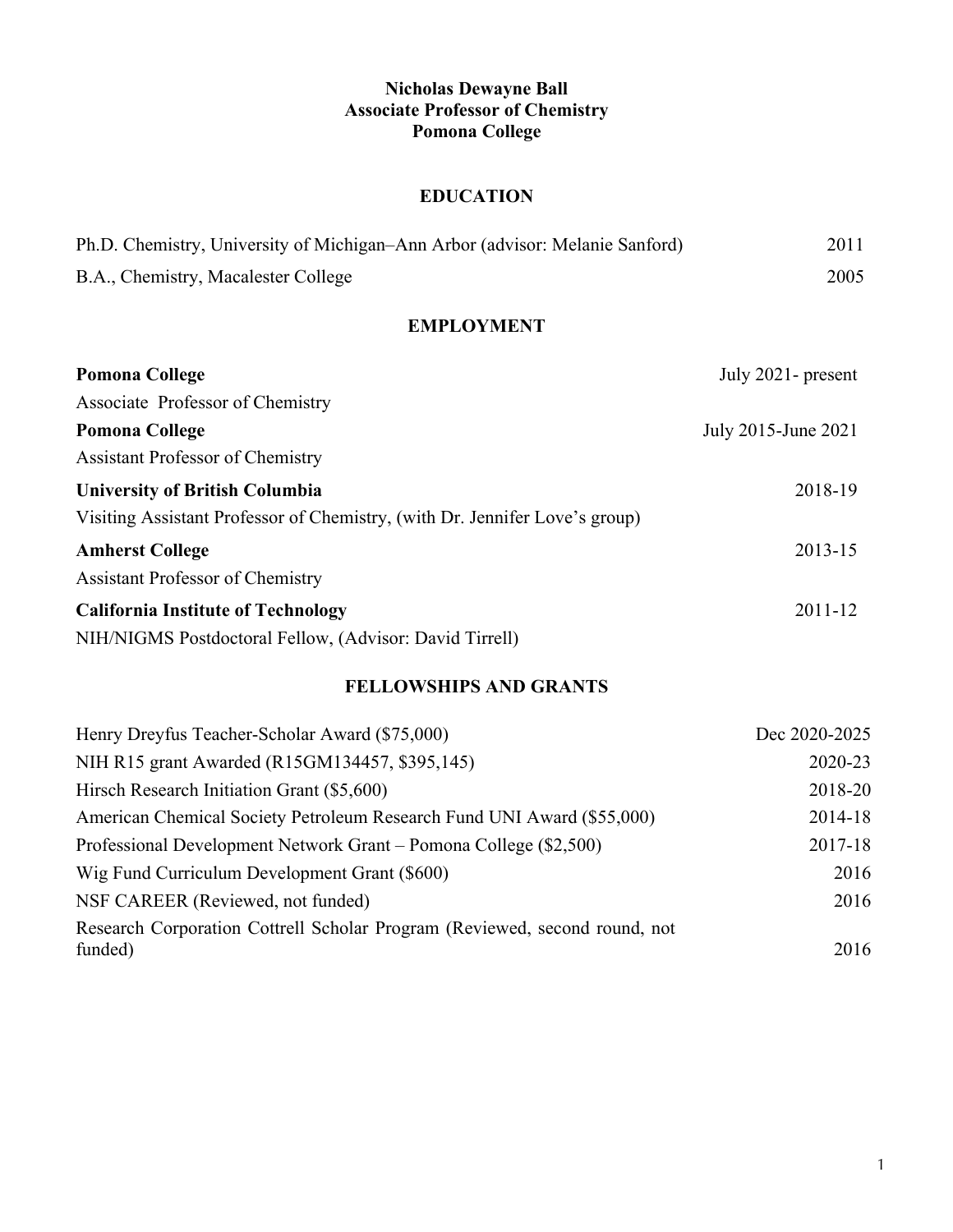**Nicholas Dewayne Ball**
**Associate Professor of Chemistry**
**Pomona College**

## EDUCATION

Ph.D. Chemistry, University of Michigan–Ann Arbor (advisor: Melanie Sanford) 2011

B.A., Chemistry, Macalester College 2005

## EMPLOYMENT

**Pomona College** July 2021- present
Associate Professor of Chemistry

**Pomona College** July 2015-June 2021
Assistant Professor of Chemistry

**University of British Columbia** 2018-19
Visiting Assistant Professor of Chemistry, (with Dr. Jennifer Love's group)

**Amherst College** 2013-15
Assistant Professor of Chemistry

**California Institute of Technology** 2011-12
NIH/NIGMS Postdoctoral Fellow, (Advisor: David Tirrell)

## FELLOWSHIPS AND GRANTS

Henry Dreyfus Teacher-Scholar Award ($75,000) Dec 2020-2025

NIH R15 grant Awarded (R15GM134457, $395,145) 2020-23

Hirsch Research Initiation Grant ($5,600) 2018-20

American Chemical Society Petroleum Research Fund UNI Award ($55,000) 2014-18

Professional Development Network Grant – Pomona College ($2,500) 2017-18

Wig Fund Curriculum Development Grant ($600) 2016

NSF CAREER (Reviewed, not funded) 2016

Research Corporation Cottrell Scholar Program (Reviewed, second round, not funded) 2016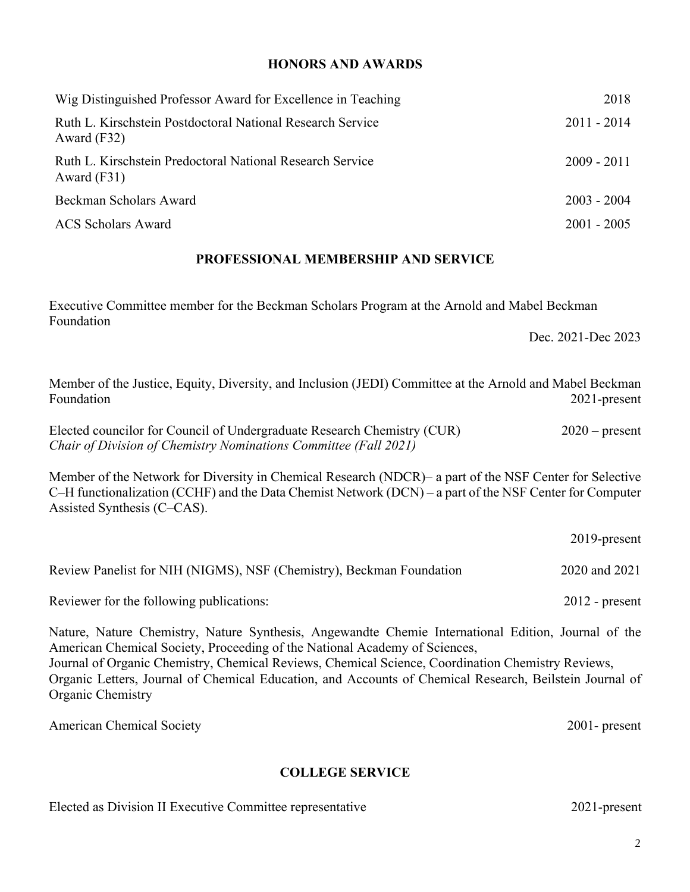## HONORS AND AWARDS

| | |
|---|---|
| Wig Distinguished Professor Award for Excellence in Teaching | 2018 |
| Ruth L. Kirschstein Postdoctoral National Research Service Award (F32) | 2011 - 2014 |
| Ruth L. Kirschstein Predoctoral National Research Service Award (F31) | 2009 - 2011 |
| Beckman Scholars Award | 2003 - 2004 |
| ACS Scholars Award | 2001 - 2005 |

## PROFESSIONAL MEMBERSHIP AND SERVICE

Executive Committee member for the Beckman Scholars Program at the Arnold and Mabel Beckman Foundation
Dec. 2021-Dec 2023

Member of the Justice, Equity, Diversity, and Inclusion (JEDI) Committee at the Arnold and Mabel Beckman Foundation 2021-present

Elected councilor for Council of Undergraduate Research Chemistry (CUR) 2020 – present
*Chair of Division of Chemistry Nominations Committee (Fall 2021)*

Member of the Network for Diversity in Chemical Research (NDCR)– a part of the NSF Center for Selective C–H functionalization (CCHF) and the Data Chemist Network (DCN) – a part of the NSF Center for Computer Assisted Synthesis (C–CAS).
2019-present

Review Panelist for NIH (NIGMS), NSF (Chemistry), Beckman Foundation 2020 and 2021

Reviewer for the following publications: 2012 - present

Nature, Nature Chemistry, Nature Synthesis, Angewandte Chemie International Edition, Journal of the American Chemical Society, Proceeding of the National Academy of Sciences,
Journal of Organic Chemistry, Chemical Reviews, Chemical Science, Coordination Chemistry Reviews,
Organic Letters, Journal of Chemical Education, and Accounts of Chemical Research, Beilstein Journal of Organic Chemistry

American Chemical Society 2001- present

## COLLEGE SERVICE

Elected as Division II Executive Committee representative 2021-present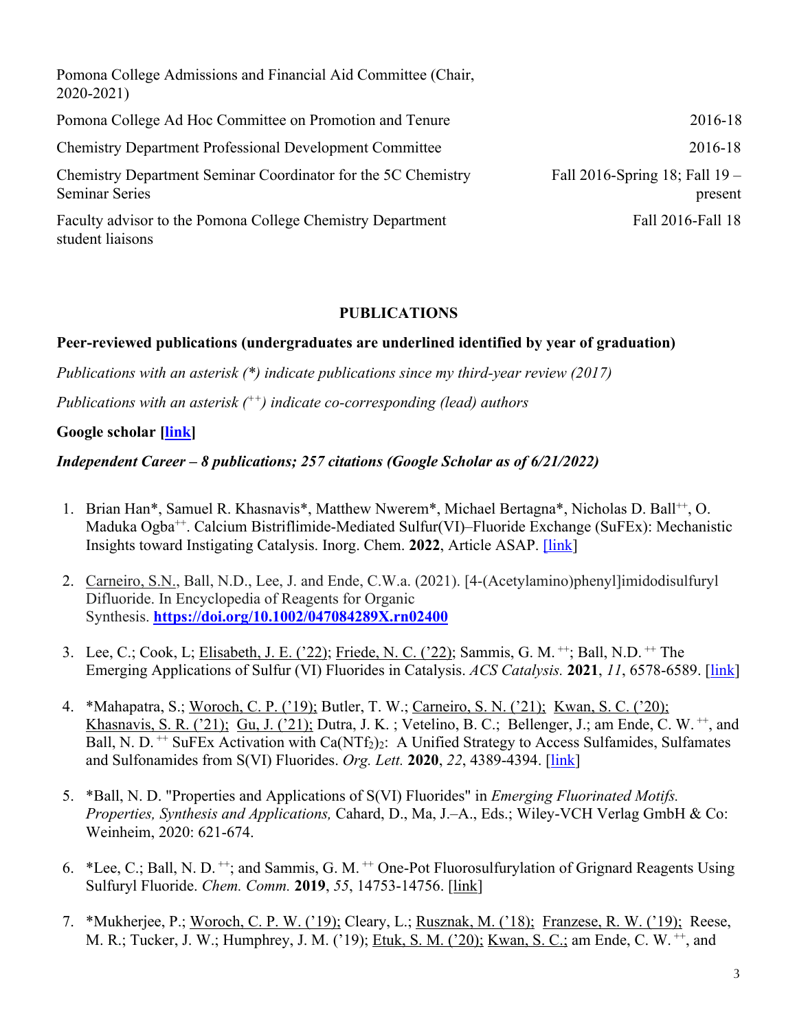| | |
|---|---|
| Pomona College Admissions and Financial Aid Committee (Chair, 2020-2021) | |
| Pomona College Ad Hoc Committee on Promotion and Tenure | 2016-18 |
| Chemistry Department Professional Development Committee | 2016-18 |
| Chemistry Department Seminar Coordinator for the 5C Chemistry Seminar Series | Fall 2016-Spring 18; Fall 19 – present |
| Faculty advisor to the Pomona College Chemistry Department student liaisons | Fall 2016-Fall 18 |

## PUBLICATIONS

### Peer-reviewed publications (undergraduates are underlined identified by year of graduation)

*Publications with an asterisk (\*) indicate publications since my third-year review (2017)*

*Publications with an asterisk (++) indicate co-corresponding (lead) authors*

**Google scholar [link]**

***Independent Career – 8 publications; 257 citations (Google Scholar as of 6/21/2022)***

1. Brian Han*, Samuel R. Khasnavis*, Matthew Nwerem*, Michael Bertagna*, Nicholas D. Ball++, O. Maduka Ogba++. Calcium Bistriflimide-Mediated Sulfur(VI)–Fluoride Exchange (SuFEx): Mechanistic Insights toward Instigating Catalysis. Inorg. Chem. **2022**, Article ASAP. [link]

2. Carneiro, S.N., Ball, N.D., Lee, J. and Ende, C.W.a. (2021). [4-(Acetylamino)phenyl]imidodisulfuryl Difluoride. In Encyclopedia of Reagents for Organic Synthesis. **https://doi.org/10.1002/047084289X.rn02400**

3. Lee, C.; Cook, L; Elisabeth, J. E. ('22); Friede, N. C. ('22); Sammis, G. M. ++; Ball, N.D. ++ The Emerging Applications of Sulfur (VI) Fluorides in Catalysis. *ACS Catalysis.* **2021**, *11*, 6578-6589. [link]

4. *Mahapatra, S.; Woroch, C. P. ('19); Butler, T. W.; Carneiro, S. N. ('21); Kwan, S. C. ('20); Khasnavis, S. R. ('21); Gu, J. ('21); Dutra, J. K. ; Vetelino, B. C.; Bellenger, J.; am Ende, C. W. ++, and Ball, N. D. ++ SuFEx Activation with $Ca(NTf_2)_2$: A Unified Strategy to Access Sulfamides, Sulfamates and Sulfonamides from S(VI) Fluorides. *Org. Lett.* **2020**, *22*, 4389-4394. [link]

5. *Ball, N. D. "Properties and Applications of S(VI) Fluorides" in *Emerging Fluorinated Motifs. Properties, Synthesis and Applications,* Cahard, D., Ma, J.–A., Eds.; Wiley-VCH Verlag GmbH & Co: Weinheim, 2020: 621-674.

6. *Lee, C.; Ball, N. D. ++; and Sammis, G. M. ++ One-Pot Fluorosulfurylation of Grignard Reagents Using Sulfuryl Fluoride. *Chem. Comm.* **2019**, *55*, 14753-14756. [link]

7. *Mukherjee, P.; Woroch, C. P. W. ('19); Cleary, L.; Rusznak, M. ('18); Franzese, R. W. ('19); Reese, M. R.; Tucker, J. W.; Humphrey, J. M. ('19); Etuk, S. M. ('20); Kwan, S. C.; am Ende, C. W. ++, and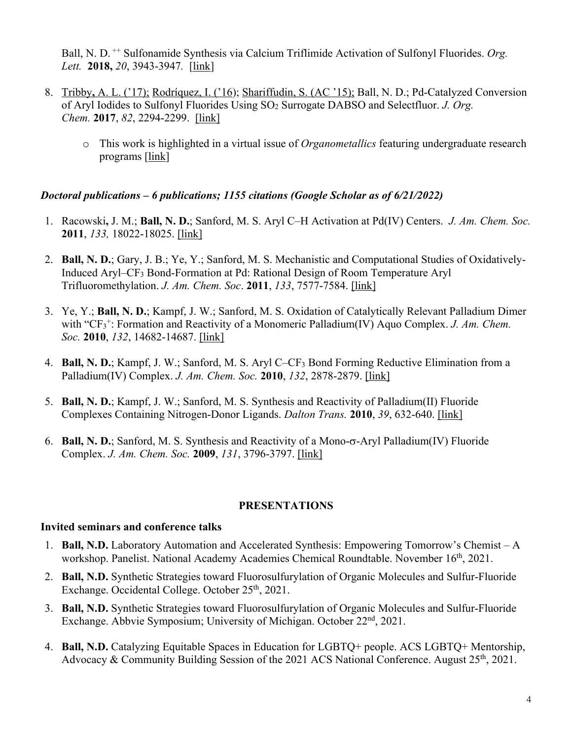Ball, N. D. [++] Sulfonamide Synthesis via Calcium Triflimide Activation of Sulfonyl Fluorides. *Org. Lett.* **2018,** *20*, 3943-3947. [link]

8. Tribby, A. L. ('17); Rodríquez, I. ('16); Shariffudin, S. (AC '15); Ball, N. D.; Pd-Catalyzed Conversion of Aryl Iodides to Sulfonyl Fluorides Using $SO_2$ Surrogate DABSO and Selectfluor. *J. Org. Chem.* **2017**, *82*, 2294-2299. [link]

    - This work is highlighted in a virtual issue of *Organometallics* featuring undergraduate research programs [link]

### *Doctoral publications – 6 publications; 1155 citations (Google Scholar as of 6/21/2022)*

1. Racowski, J. M.; **Ball, N. D.**; Sanford, M. S. Aryl C–H Activation at Pd(IV) Centers. *J. Am. Chem. Soc.* **2011**, *133,* 18022-18025. [link]
2. **Ball, N. D.**; Gary, J. B.; Ye, Y.; Sanford, M. S. Mechanistic and Computational Studies of Oxidatively-Induced Aryl–$CF_3$ Bond-Formation at Pd: Rational Design of Room Temperature Aryl Trifluoromethylation. *J. Am. Chem. Soc*. **2011**, *133*, 7577-7584. [link]
3. Ye, Y.; **Ball, N. D.**; Kampf, J. W.; Sanford, M. S. Oxidation of Catalytically Relevant Palladium Dimer with "$CF_3^+$": Formation and Reactivity of a Monomeric Palladium(IV) Aquo Complex. *J. Am. Chem. Soc.* **2010**, *132*, 14682-14687. [link]
4. **Ball, N. D.**; Kampf, J. W.; Sanford, M. S. Aryl C–$CF_3$ Bond Forming Reductive Elimination from a Palladium(IV) Complex. *J. Am. Chem. Soc.* **2010**, *132*, 2878-2879. [link]
5. **Ball, N. D.**; Kampf, J. W.; Sanford, M. S. Synthesis and Reactivity of Palladium(II) Fluoride Complexes Containing Nitrogen-Donor Ligands. *Dalton Trans.* **2010**, *39*, 632-640. [link]
6. **Ball, N. D.**; Sanford, M. S. Synthesis and Reactivity of a Mono-σ-Aryl Palladium(IV) Fluoride Complex. *J. Am. Chem. Soc.* **2009**, *131*, 3796-3797. [link]

## PRESENTATIONS

### Invited seminars and conference talks

1. **Ball, N.D.** Laboratory Automation and Accelerated Synthesis: Empowering Tomorrow's Chemist – A workshop. Panelist. National Academy Academies Chemical Roundtable. November 16th, 2021.
2. **Ball, N.D.** Synthetic Strategies toward Fluorosulfurylation of Organic Molecules and Sulfur-Fluoride Exchange. Occidental College. October 25th, 2021.
3. **Ball, N.D.** Synthetic Strategies toward Fluorosulfurylation of Organic Molecules and Sulfur-Fluoride Exchange. Abbvie Symposium; University of Michigan. October 22nd, 2021.
4. **Ball, N.D.** Catalyzing Equitable Spaces in Education for LGBTQ+ people. ACS LGBTQ+ Mentorship, Advocacy & Community Building Session of the 2021 ACS National Conference. August 25th, 2021.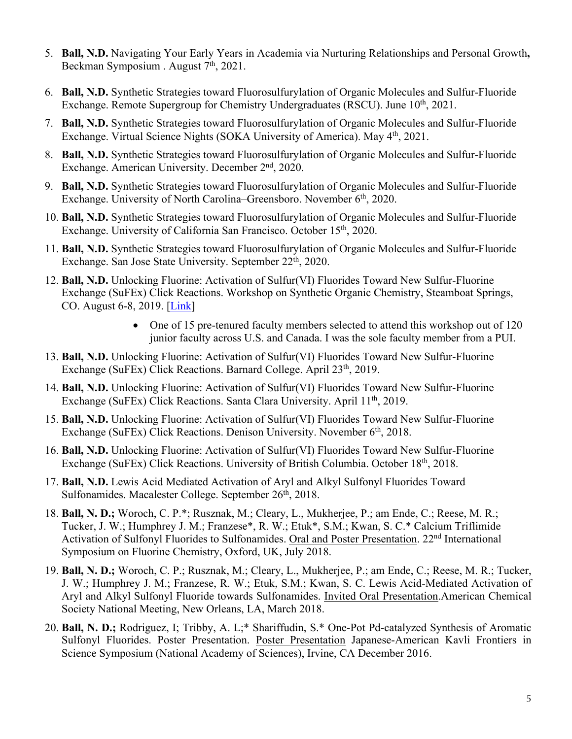5. **Ball, N.D.** Navigating Your Early Years in Academia via Nurturing Relationships and Personal Growth**,** Beckman Symposium . August 7th, 2021.

6. **Ball, N.D.** Synthetic Strategies toward Fluorosulfurylation of Organic Molecules and Sulfur-Fluoride Exchange. Remote Supergroup for Chemistry Undergraduates (RSCU). June 10th, 2021.

7. **Ball, N.D.** Synthetic Strategies toward Fluorosulfurylation of Organic Molecules and Sulfur-Fluoride Exchange. Virtual Science Nights (SOKA University of America). May 4th, 2021.

8. **Ball, N.D.** Synthetic Strategies toward Fluorosulfurylation of Organic Molecules and Sulfur-Fluoride Exchange. American University. December 2nd, 2020.

9. **Ball, N.D.** Synthetic Strategies toward Fluorosulfurylation of Organic Molecules and Sulfur-Fluoride Exchange. University of North Carolina–Greensboro. November 6th, 2020.

10. **Ball, N.D.** Synthetic Strategies toward Fluorosulfurylation of Organic Molecules and Sulfur-Fluoride Exchange. University of California San Francisco. October 15th, 2020.

11. **Ball, N.D.** Synthetic Strategies toward Fluorosulfurylation of Organic Molecules and Sulfur-Fluoride Exchange. San Jose State University. September 22th, 2020.

12. **Ball, N.D.** Unlocking Fluorine: Activation of Sulfur(VI) Fluorides Toward New Sulfur-Fluorine Exchange (SuFEx) Click Reactions. Workshop on Synthetic Organic Chemistry, Steamboat Springs, CO. August 6-8, 2019. [Link]
    - One of 15 pre-tenured faculty members selected to attend this workshop out of 120 junior faculty across U.S. and Canada. I was the sole faculty member from a PUI.

13. **Ball, N.D.** Unlocking Fluorine: Activation of Sulfur(VI) Fluorides Toward New Sulfur-Fluorine Exchange (SuFEx) Click Reactions. Barnard College. April 23th, 2019.

14. **Ball, N.D.** Unlocking Fluorine: Activation of Sulfur(VI) Fluorides Toward New Sulfur-Fluorine Exchange (SuFEx) Click Reactions. Santa Clara University. April 11th, 2019.

15. **Ball, N.D.** Unlocking Fluorine: Activation of Sulfur(VI) Fluorides Toward New Sulfur-Fluorine Exchange (SuFEx) Click Reactions. Denison University. November 6th, 2018.

16. **Ball, N.D.** Unlocking Fluorine: Activation of Sulfur(VI) Fluorides Toward New Sulfur-Fluorine Exchange (SuFEx) Click Reactions. University of British Columbia. October 18th, 2018.

17. **Ball, N.D.** Lewis Acid Mediated Activation of Aryl and Alkyl Sulfonyl Fluorides Toward Sulfonamides. Macalester College. September 26th, 2018.

18. **Ball, N. D.;** Woroch, C. P.*; Rusznak, M.; Cleary, L., Mukherjee, P.; am Ende, C.; Reese, M. R.; Tucker, J. W.; Humphrey J. M.; Franzese*, R. W.; Etuk*, S.M.; Kwan, S. C.* Calcium Triflimide Activation of Sulfonyl Fluorides to Sulfonamides. Oral and Poster Presentation. 22nd International Symposium on Fluorine Chemistry, Oxford, UK, July 2018.

19. **Ball, N. D.;** Woroch, C. P.; Rusznak, M.; Cleary, L., Mukherjee, P.; am Ende, C.; Reese, M. R.; Tucker, J. W.; Humphrey J. M.; Franzese, R. W.; Etuk, S.M.; Kwan, S. C. Lewis Acid-Mediated Activation of Aryl and Alkyl Sulfonyl Fluoride towards Sulfonamides. Invited Oral Presentation.American Chemical Society National Meeting, New Orleans, LA, March 2018.

20. **Ball, N. D.;** Rodriguez, I; Tribby, A. L;* Shariffudin, S.* One-Pot Pd-catalyzed Synthesis of Aromatic Sulfonyl Fluorides. Poster Presentation. Poster Presentation Japanese-American Kavli Frontiers in Science Symposium (National Academy of Sciences), Irvine, CA December 2016.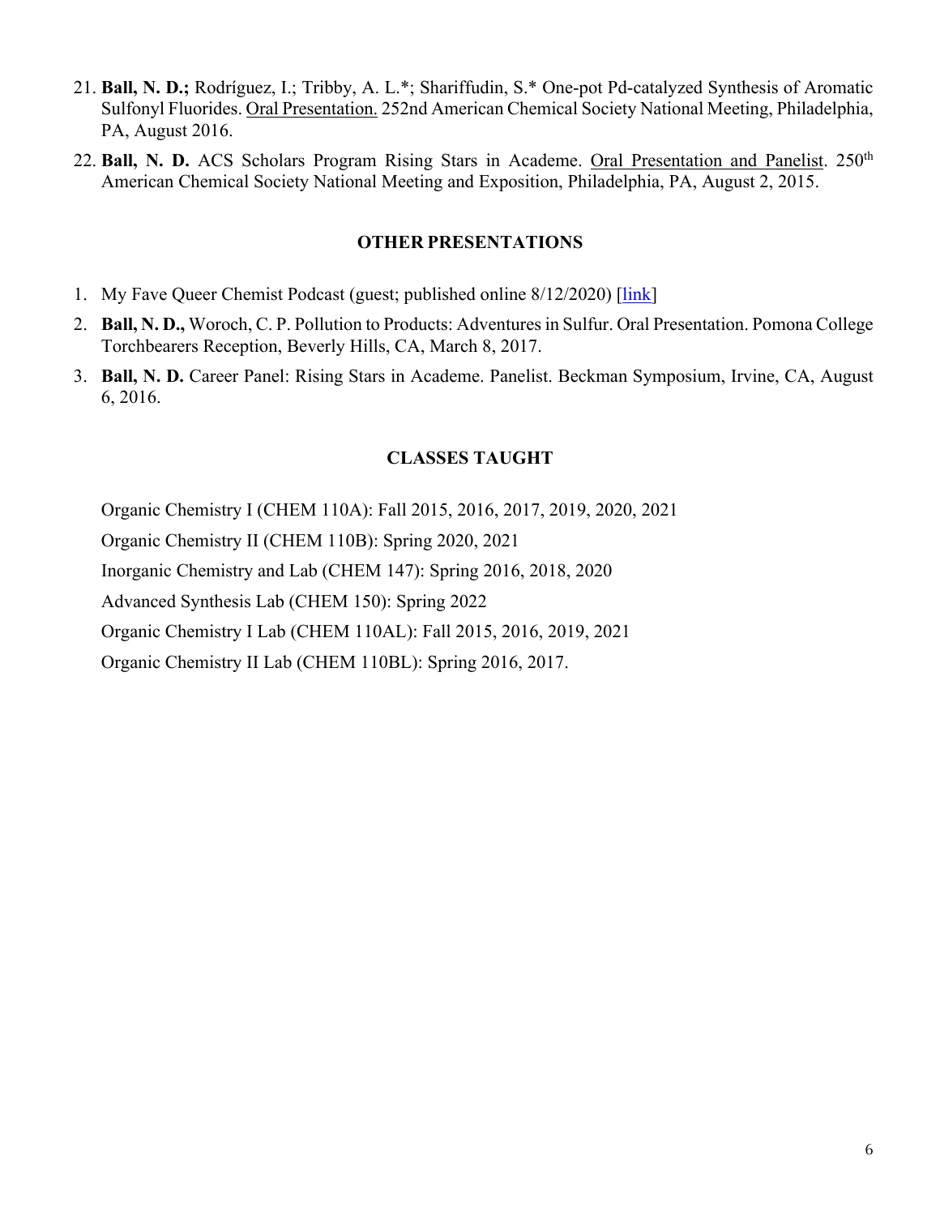21. **Ball, N. D.;** Rodríguez, I.; Tribby, A. L.*; Shariffudin, S.* One-pot Pd-catalyzed Synthesis of Aromatic Sulfonyl Fluorides. Oral Presentation. 252nd American Chemical Society National Meeting, Philadelphia, PA, August 2016.
22. **Ball, N. D.** ACS Scholars Program Rising Stars in Academe. Oral Presentation and Panelist. 250th American Chemical Society National Meeting and Exposition, Philadelphia, PA, August 2, 2015.

## OTHER PRESENTATIONS

1. My Fave Queer Chemist Podcast (guest; published online 8/12/2020) [link]
2. **Ball, N. D.,** Woroch, C. P. Pollution to Products: Adventures in Sulfur. Oral Presentation. Pomona College Torchbearers Reception, Beverly Hills, CA, March 8, 2017.
3. **Ball, N. D.** Career Panel: Rising Stars in Academe. Panelist. Beckman Symposium, Irvine, CA, August 6, 2016.

## CLASSES TAUGHT

Organic Chemistry I (CHEM 110A): Fall 2015, 2016, 2017, 2019, 2020, 2021

Organic Chemistry II (CHEM 110B): Spring 2020, 2021

Inorganic Chemistry and Lab (CHEM 147): Spring 2016, 2018, 2020

Advanced Synthesis Lab (CHEM 150): Spring 2022

Organic Chemistry I Lab (CHEM 110AL): Fall 2015, 2016, 2019, 2021

Organic Chemistry II Lab (CHEM 110BL): Spring 2016, 2017.